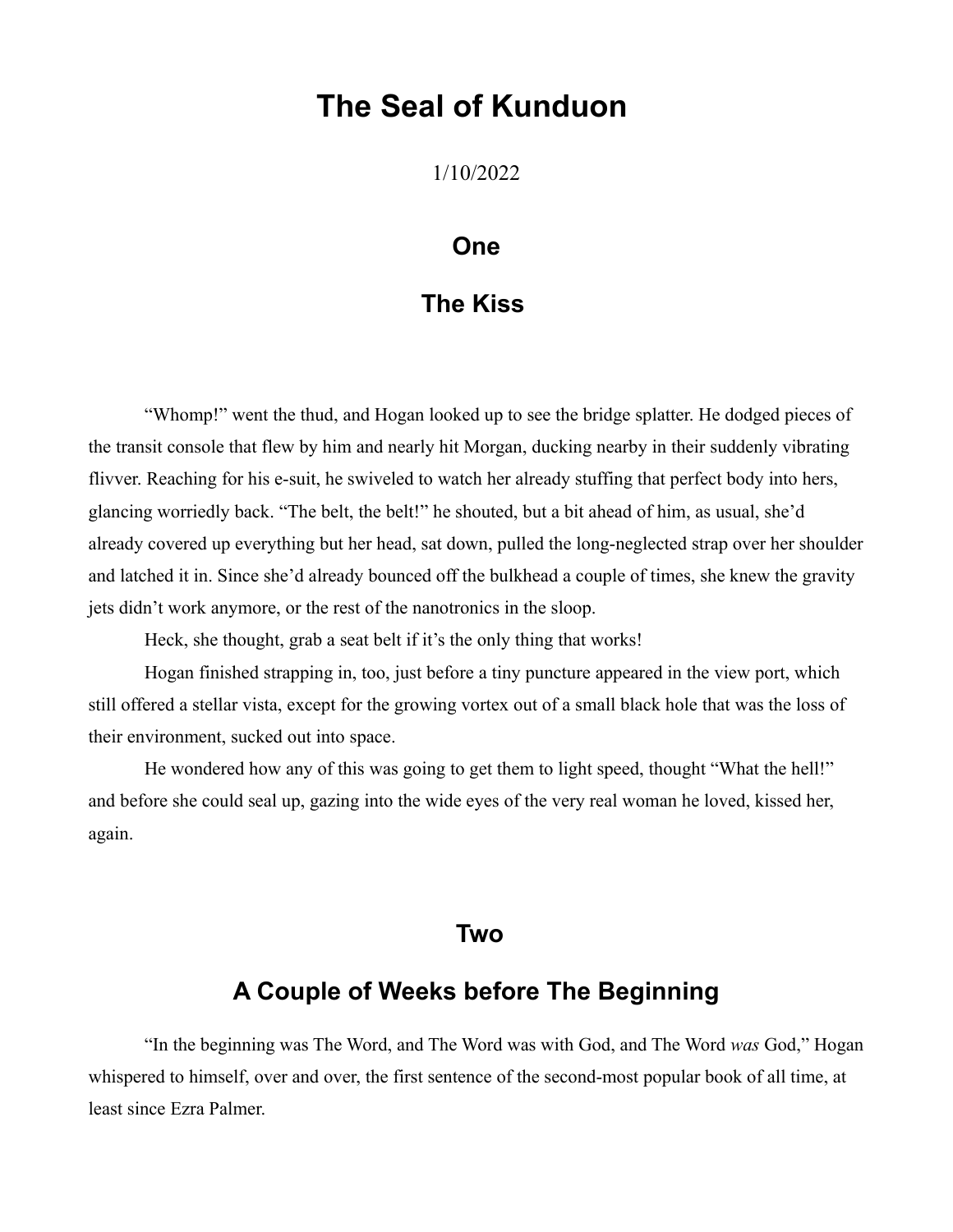# The Seal of Kunduon

1/10/2022

## One

## The Kiss

“Whomp!” went the thud, and Hogan looked up to see the bridge splatter. He dodged pieces of the transit console that flew by him and nearly hit Morgan, ducking nearby in their suddenly vibrating flivver. Reaching for his e-suit, he swiveled to watch her already stuffing that perfect body into hers, glancing worriedly back. “The belt, the belt!” he shouted, but a bit ahead of him, as usual, she’d already covered up everything but her head, sat down, pulled the long-neglected strap over her shoulder and latched it in. Since she’d already bounced off the bulkhead a couple of times, she knew the gravity jets didn’t work anymore, or the rest of the nanotronics in the sloop.

Heck, she thought, grab a seat belt if it’s the only thing that works!

Hogan finished strapping in, too, just before a tiny puncture appeared in the view port, which still offered a stellar vista, except for the growing vortex out of a small black hole that was the loss of their environment, sucked out into space.

He wondered how any of this was going to get them to light speed, thought “What the hell!” and before she could seal up, gazing into the wide eyes of the very real woman he loved, kissed her, again.

## Two

## A Couple of Weeks before The Beginning

“In the beginning was The Word, and The Word was with God, and The Word *was* God,” Hogan whispered to himself, over and over, the first sentence of the second-most popular book of all time, at least since Ezra Palmer.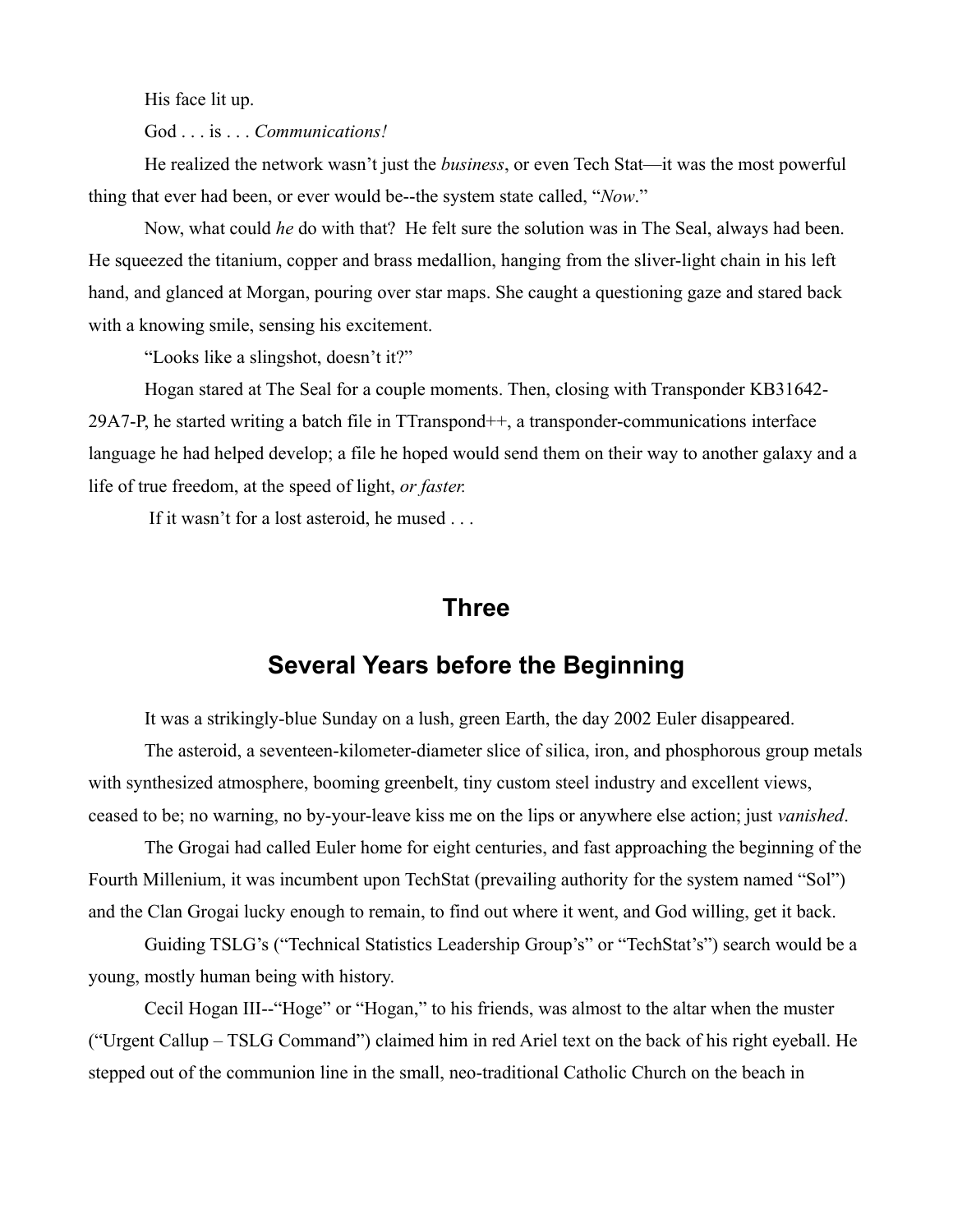His face lit up.

God . . . is . . . *Communications!*

He realized the network wasn't just the *business*, or even Tech Stat—it was the most powerful thing that ever had been, or ever would be--the system state called, "*Now*."

Now, what could *he* do with that? He felt sure the solution was in The Seal, always had been. He squeezed the titanium, copper and brass medallion, hanging from the sliver-light chain in his left hand, and glanced at Morgan, pouring over star maps. She caught a questioning gaze and stared back with a knowing smile, sensing his excitement.

"Looks like a slingshot, doesn't it?"

Hogan stared at The Seal for a couple moments. Then, closing with Transponder KB31642-29A7-P, he started writing a batch file in TTranspond++, a transponder-communications interface language he had helped develop; a file he hoped would send them on their way to another galaxy and a life of true freedom, at the speed of light, *or faster.*

If it wasn't for a lost asteroid, he mused . . .

## Three

## Several Years before the Beginning

It was a strikingly-blue Sunday on a lush, green Earth, the day 2002 Euler disappeared.

The asteroid, a seventeen-kilometer-diameter slice of silica, iron, and phosphorous group metals with synthesized atmosphere, booming greenbelt, tiny custom steel industry and excellent views, ceased to be; no warning, no by-your-leave kiss me on the lips or anywhere else action; just *vanished*.

The Grogai had called Euler home for eight centuries, and fast approaching the beginning of the Fourth Millenium, it was incumbent upon TechStat (prevailing authority for the system named "Sol") and the Clan Grogai lucky enough to remain, to find out where it went, and God willing, get it back.

Guiding TSLG's ("Technical Statistics Leadership Group's" or "TechStat's") search would be a young, mostly human being with history.

Cecil Hogan III--"Hoge" or "Hogan," to his friends, was almost to the altar when the muster ("Urgent Callup – TSLG Command") claimed him in red Ariel text on the back of his right eyeball. He stepped out of the communion line in the small, neo-traditional Catholic Church on the beach in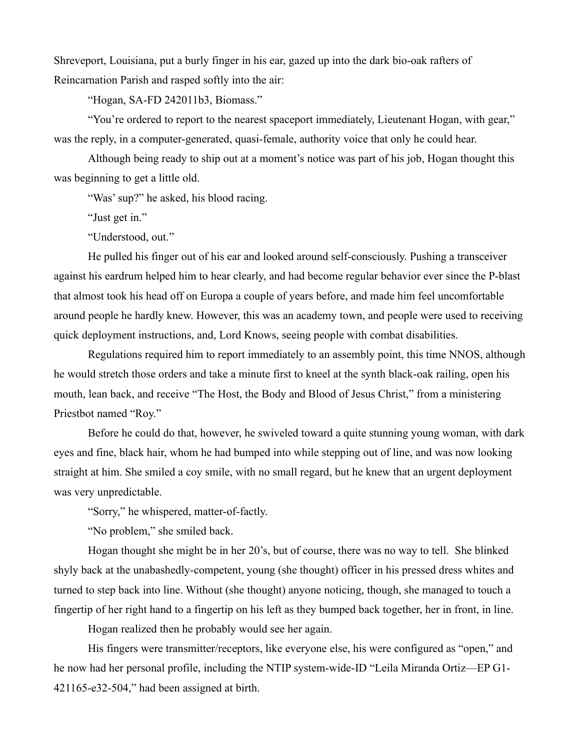Shreveport, Louisiana, put a burly finger in his ear, gazed up into the dark bio-oak rafters of Reincarnation Parish and rasped softly into the air:

"Hogan, SA-FD 242011b3, Biomass."

"You're ordered to report to the nearest spaceport immediately, Lieutenant Hogan, with gear," was the reply, in a computer-generated, quasi-female, authority voice that only he could hear.

Although being ready to ship out at a moment's notice was part of his job, Hogan thought this was beginning to get a little old.

"Was' sup?" he asked, his blood racing.

"Just get in."

"Understood, out."

He pulled his finger out of his ear and looked around self-consciously. Pushing a transceiver against his eardrum helped him to hear clearly, and had become regular behavior ever since the P-blast that almost took his head off on Europa a couple of years before, and made him feel uncomfortable around people he hardly knew. However, this was an academy town, and people were used to receiving quick deployment instructions, and, Lord Knows, seeing people with combat disabilities.

Regulations required him to report immediately to an assembly point, this time NNOS, although he would stretch those orders and take a minute first to kneel at the synth black-oak railing, open his mouth, lean back, and receive "The Host, the Body and Blood of Jesus Christ," from a ministering Priestbot named "Roy."

Before he could do that, however, he swiveled toward a quite stunning young woman, with dark eyes and fine, black hair, whom he had bumped into while stepping out of line, and was now looking straight at him. She smiled a coy smile, with no small regard, but he knew that an urgent deployment was very unpredictable.

"Sorry," he whispered, matter-of-factly.

"No problem," she smiled back.

Hogan thought she might be in her 20's, but of course, there was no way to tell. She blinked shyly back at the unabashedly-competent, young (she thought) officer in his pressed dress whites and turned to step back into line. Without (she thought) anyone noticing, though, she managed to touch a fingertip of her right hand to a fingertip on his left as they bumped back together, her in front, in line.

Hogan realized then he probably would see her again.

His fingers were transmitter/receptors, like everyone else, his were configured as "open," and he now had her personal profile, including the NTIP system-wide-ID "Leila Miranda Ortiz—EP G1-421165-e32-504," had been assigned at birth.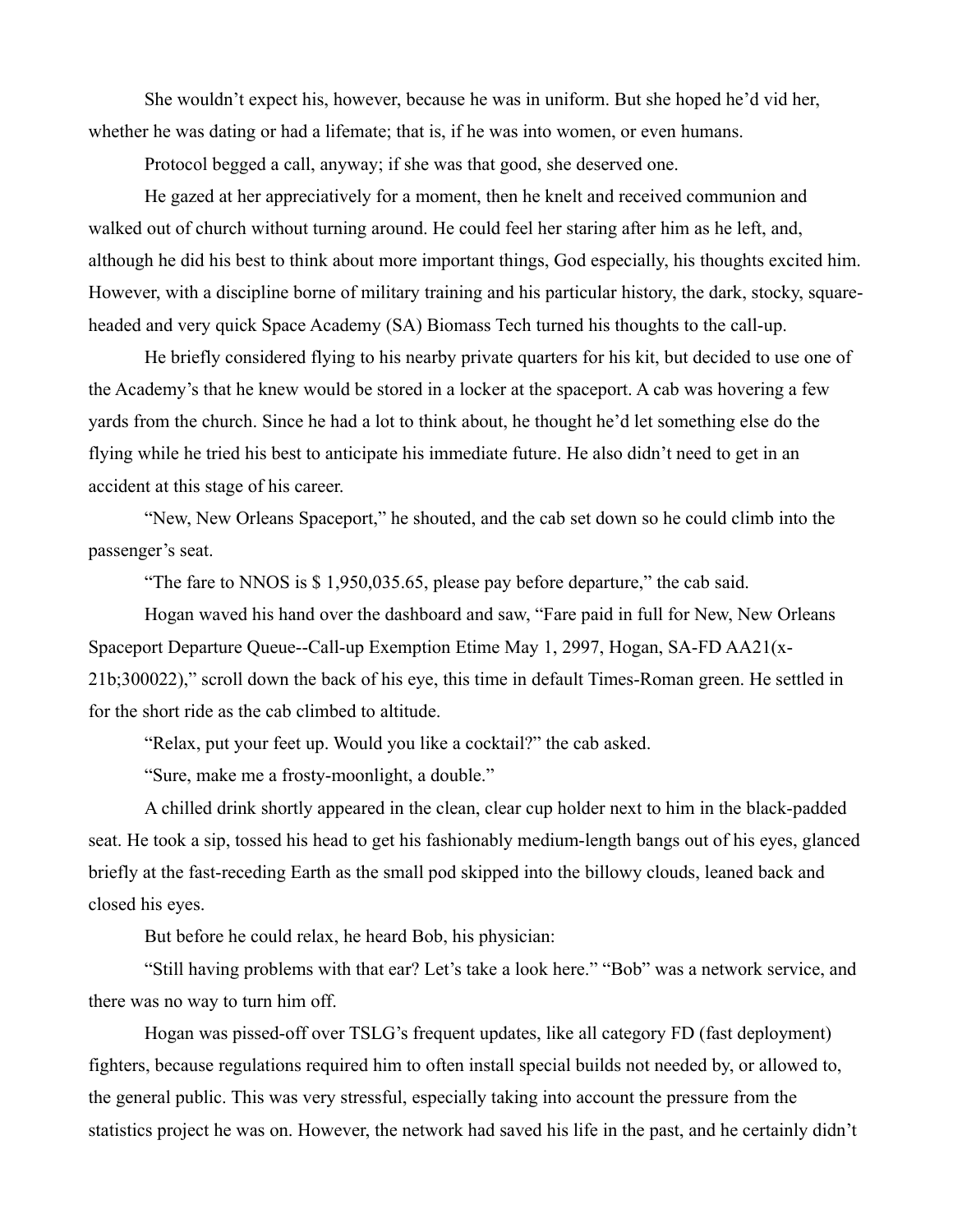She wouldn't expect his, however, because he was in uniform. But she hoped he'd vid her, whether he was dating or had a lifemate; that is, if he was into women, or even humans.

Protocol begged a call, anyway; if she was that good, she deserved one.

He gazed at her appreciatively for a moment, then he knelt and received communion and walked out of church without turning around. He could feel her staring after him as he left, and, although he did his best to think about more important things, God especially, his thoughts excited him. However, with a discipline borne of military training and his particular history, the dark, stocky, square-headed and very quick Space Academy (SA) Biomass Tech turned his thoughts to the call-up.

He briefly considered flying to his nearby private quarters for his kit, but decided to use one of the Academy's that he knew would be stored in a locker at the spaceport. A cab was hovering a few yards from the church. Since he had a lot to think about, he thought he'd let something else do the flying while he tried his best to anticipate his immediate future. He also didn't need to get in an accident at this stage of his career.

"New, New Orleans Spaceport," he shouted, and the cab set down so he could climb into the passenger's seat.

"The fare to NNOS is $ 1,950,035.65, please pay before departure," the cab said.

Hogan waved his hand over the dashboard and saw, "Fare paid in full for New, New Orleans Spaceport Departure Queue--Call-up Exemption Etime May 1, 2997, Hogan, SA-FD AA21(x-21b;300022)," scroll down the back of his eye, this time in default Times-Roman green. He settled in for the short ride as the cab climbed to altitude.

"Relax, put your feet up. Would you like a cocktail?" the cab asked.

"Sure, make me a frosty-moonlight, a double."

A chilled drink shortly appeared in the clean, clear cup holder next to him in the black-padded seat. He took a sip, tossed his head to get his fashionably medium-length bangs out of his eyes, glanced briefly at the fast-receding Earth as the small pod skipped into the billowy clouds, leaned back and closed his eyes.

But before he could relax, he heard Bob, his physician:

"Still having problems with that ear? Let's take a look here." "Bob" was a network service, and there was no way to turn him off.

Hogan was pissed-off over TSLG's frequent updates, like all category FD (fast deployment) fighters, because regulations required him to often install special builds not needed by, or allowed to, the general public. This was very stressful, especially taking into account the pressure from the statistics project he was on. However, the network had saved his life in the past, and he certainly didn't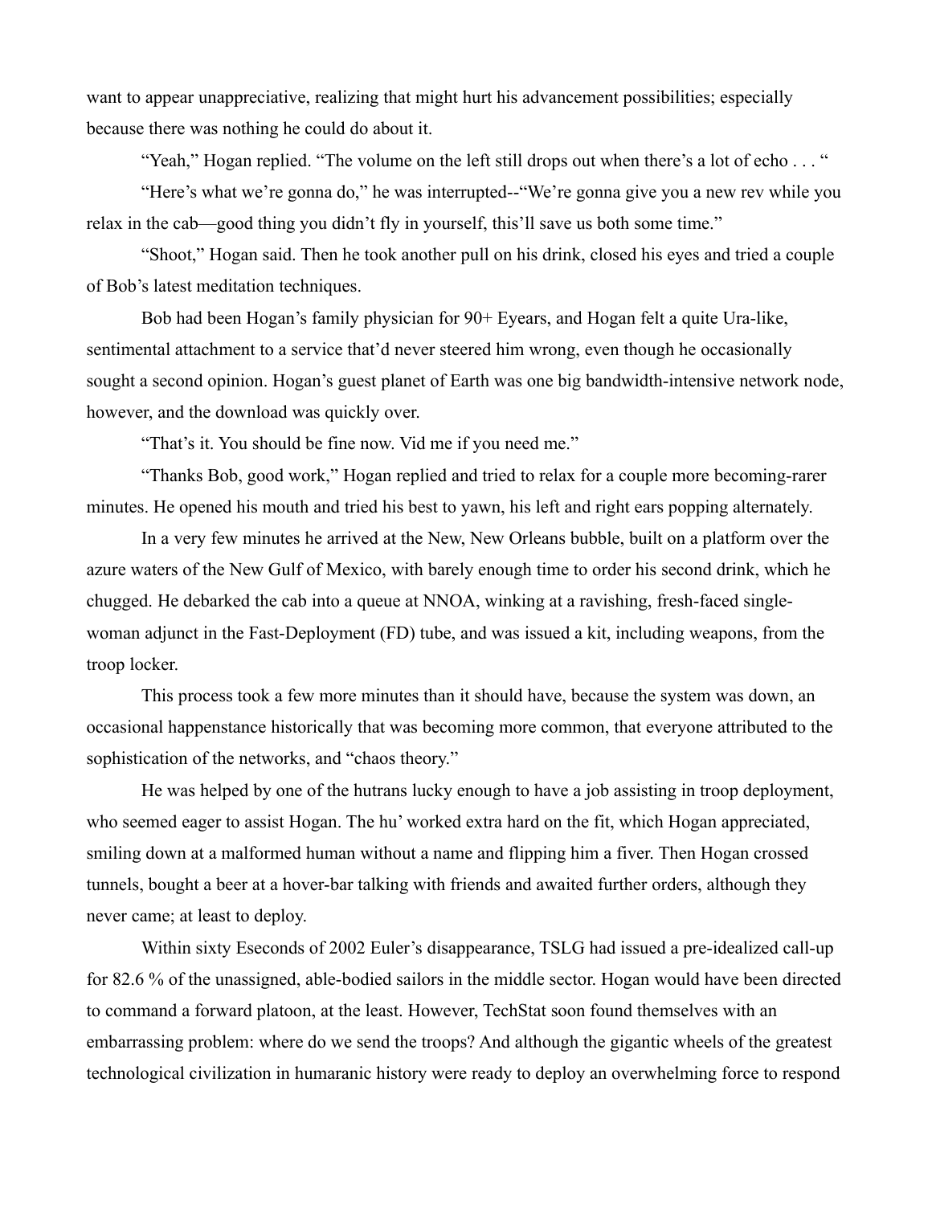want to appear unappreciative, realizing that might hurt his advancement possibilities; especially because there was nothing he could do about it.

"Yeah," Hogan replied. "The volume on the left still drops out when there's a lot of echo . . . "

"Here's what we're gonna do," he was interrupted--"We're gonna give you a new rev while you relax in the cab—good thing you didn't fly in yourself, this'll save us both some time."

"Shoot," Hogan said. Then he took another pull on his drink, closed his eyes and tried a couple of Bob's latest meditation techniques.

Bob had been Hogan's family physician for 90+ Eyears, and Hogan felt a quite Ura-like, sentimental attachment to a service that'd never steered him wrong, even though he occasionally sought a second opinion. Hogan's guest planet of Earth was one big bandwidth-intensive network node, however, and the download was quickly over.

"That's it. You should be fine now. Vid me if you need me."

"Thanks Bob, good work," Hogan replied and tried to relax for a couple more becoming-rarer minutes. He opened his mouth and tried his best to yawn, his left and right ears popping alternately.

In a very few minutes he arrived at the New, New Orleans bubble, built on a platform over the azure waters of the New Gulf of Mexico, with barely enough time to order his second drink, which he chugged. He debarked the cab into a queue at NNOA, winking at a ravishing, fresh-faced single-woman adjunct in the Fast-Deployment (FD) tube, and was issued a kit, including weapons, from the troop locker.

This process took a few more minutes than it should have, because the system was down, an occasional happenstance historically that was becoming more common, that everyone attributed to the sophistication of the networks, and "chaos theory."

He was helped by one of the hutrans lucky enough to have a job assisting in troop deployment, who seemed eager to assist Hogan. The hu' worked extra hard on the fit, which Hogan appreciated, smiling down at a malformed human without a name and flipping him a fiver. Then Hogan crossed tunnels, bought a beer at a hover-bar talking with friends and awaited further orders, although they never came; at least to deploy.

Within sixty Eseconds of 2002 Euler's disappearance, TSLG had issued a pre-idealized call-up for 82.6 % of the unassigned, able-bodied sailors in the middle sector. Hogan would have been directed to command a forward platoon, at the least. However, TechStat soon found themselves with an embarrassing problem: where do we send the troops? And although the gigantic wheels of the greatest technological civilization in humaranic history were ready to deploy an overwhelming force to respond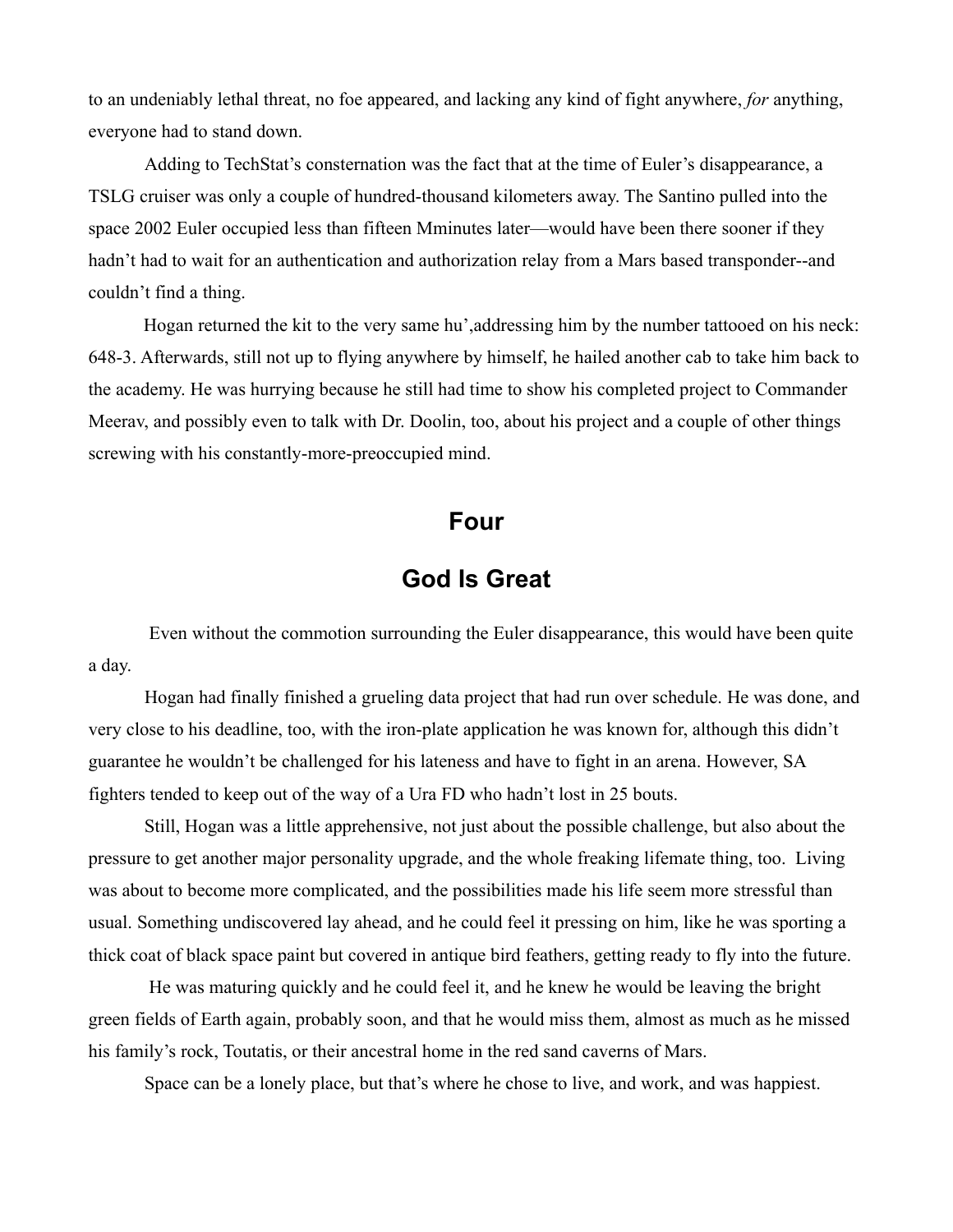to an undeniably lethal threat, no foe appeared, and lacking any kind of fight anywhere, *for* anything, everyone had to stand down.

Adding to TechStat's consternation was the fact that at the time of Euler's disappearance, a TSLG cruiser was only a couple of hundred-thousand kilometers away. The Santino pulled into the space 2002 Euler occupied less than fifteen Mminutes later—would have been there sooner if they hadn't had to wait for an authentication and authorization relay from a Mars based transponder--and couldn't find a thing.

Hogan returned the kit to the very same hu',addressing him by the number tattooed on his neck: 648-3. Afterwards, still not up to flying anywhere by himself, he hailed another cab to take him back to the academy. He was hurrying because he still had time to show his completed project to Commander Meerav, and possibly even to talk with Dr. Doolin, too, about his project and a couple of other things screwing with his constantly-more-preoccupied mind.

## Four

## God Is Great

Even without the commotion surrounding the Euler disappearance, this would have been quite a day.

Hogan had finally finished a grueling data project that had run over schedule. He was done, and very close to his deadline, too, with the iron-plate application he was known for, although this didn't guarantee he wouldn't be challenged for his lateness and have to fight in an arena. However, SA fighters tended to keep out of the way of a Ura FD who hadn't lost in 25 bouts.

Still, Hogan was a little apprehensive, not just about the possible challenge, but also about the pressure to get another major personality upgrade, and the whole freaking lifemate thing, too. Living was about to become more complicated, and the possibilities made his life seem more stressful than usual. Something undiscovered lay ahead, and he could feel it pressing on him, like he was sporting a thick coat of black space paint but covered in antique bird feathers, getting ready to fly into the future.

He was maturing quickly and he could feel it, and he knew he would be leaving the bright green fields of Earth again, probably soon, and that he would miss them, almost as much as he missed his family's rock, Toutatis, or their ancestral home in the red sand caverns of Mars.

Space can be a lonely place, but that's where he chose to live, and work, and was happiest.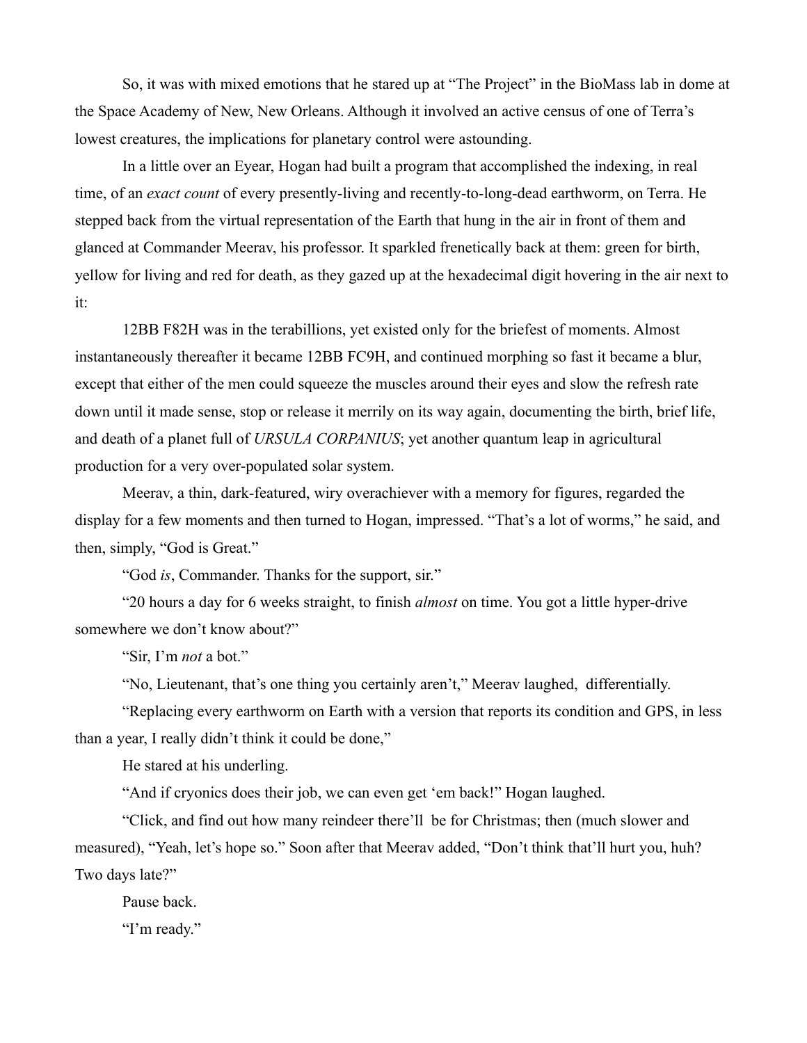So, it was with mixed emotions that he stared up at "The Project" in the BioMass lab in dome at the Space Academy of New, New Orleans. Although it involved an active census of one of Terra's lowest creatures, the implications for planetary control were astounding.

In a little over an Eyear, Hogan had built a program that accomplished the indexing, in real time, of an *exact count* of every presently-living and recently-to-long-dead earthworm, on Terra. He stepped back from the virtual representation of the Earth that hung in the air in front of them and glanced at Commander Meerav, his professor. It sparkled frenetically back at them: green for birth, yellow for living and red for death, as they gazed up at the hexadecimal digit hovering in the air next to it:

12BB F82H was in the terabillions, yet existed only for the briefest of moments. Almost instantaneously thereafter it became 12BB FC9H, and continued morphing so fast it became a blur, except that either of the men could squeeze the muscles around their eyes and slow the refresh rate down until it made sense, stop or release it merrily on its way again, documenting the birth, brief life, and death of a planet full of *URSULA CORPANIUS*; yet another quantum leap in agricultural production for a very over-populated solar system.

Meerav, a thin, dark-featured, wiry overachiever with a memory for figures, regarded the display for a few moments and then turned to Hogan, impressed. "That's a lot of worms," he said, and then, simply, "God is Great."

"God *is*, Commander. Thanks for the support, sir."

"20 hours a day for 6 weeks straight, to finish *almost* on time. You got a little hyper-drive somewhere we don't know about?"

"Sir, I'm *not* a bot."

"No, Lieutenant, that's one thing you certainly aren't," Meerav laughed, differentially.

"Replacing every earthworm on Earth with a version that reports its condition and GPS, in less than a year, I really didn't think it could be done,"

He stared at his underling.

"And if cryonics does their job, we can even get 'em back!" Hogan laughed.

"Click, and find out how many reindeer there'll be for Christmas; then (much slower and measured), "Yeah, let's hope so." Soon after that Meerav added, "Don't think that'll hurt you, huh? Two days late?"

Pause back.

"I'm ready."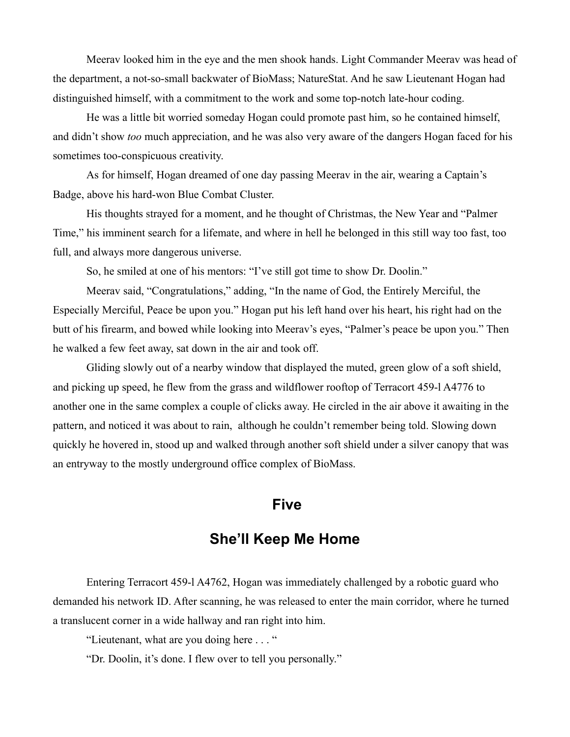Meerav looked him in the eye and the men shook hands. Light Commander Meerav was head of the department, a not-so-small backwater of BioMass; NatureStat. And he saw Lieutenant Hogan had distinguished himself, with a commitment to the work and some top-notch late-hour coding.

He was a little bit worried someday Hogan could promote past him, so he contained himself, and didn't show *too* much appreciation, and he was also very aware of the dangers Hogan faced for his sometimes too-conspicuous creativity.

As for himself, Hogan dreamed of one day passing Meerav in the air, wearing a Captain's Badge, above his hard-won Blue Combat Cluster.

His thoughts strayed for a moment, and he thought of Christmas, the New Year and "Palmer Time," his imminent search for a lifemate, and where in hell he belonged in this still way too fast, too full, and always more dangerous universe.

So, he smiled at one of his mentors: "I've still got time to show Dr. Doolin."

Meerav said, "Congratulations," adding, "In the name of God, the Entirely Merciful, the Especially Merciful, Peace be upon you." Hogan put his left hand over his heart, his right had on the butt of his firearm, and bowed while looking into Meerav's eyes, "Palmer's peace be upon you." Then he walked a few feet away, sat down in the air and took off.

Gliding slowly out of a nearby window that displayed the muted, green glow of a soft shield, and picking up speed, he flew from the grass and wildflower rooftop of Terracort 459-l A4776 to another one in the same complex a couple of clicks away. He circled in the air above it awaiting in the pattern, and noticed it was about to rain, although he couldn't remember being told. Slowing down quickly he hovered in, stood up and walked through another soft shield under a silver canopy that was an entryway to the mostly underground office complex of BioMass.

## Five

## She'll Keep Me Home

Entering Terracort 459-l A4762, Hogan was immediately challenged by a robotic guard who demanded his network ID. After scanning, he was released to enter the main corridor, where he turned a translucent corner in a wide hallway and ran right into him.

"Lieutenant, what are you doing here . . . "

"Dr. Doolin, it's done. I flew over to tell you personally."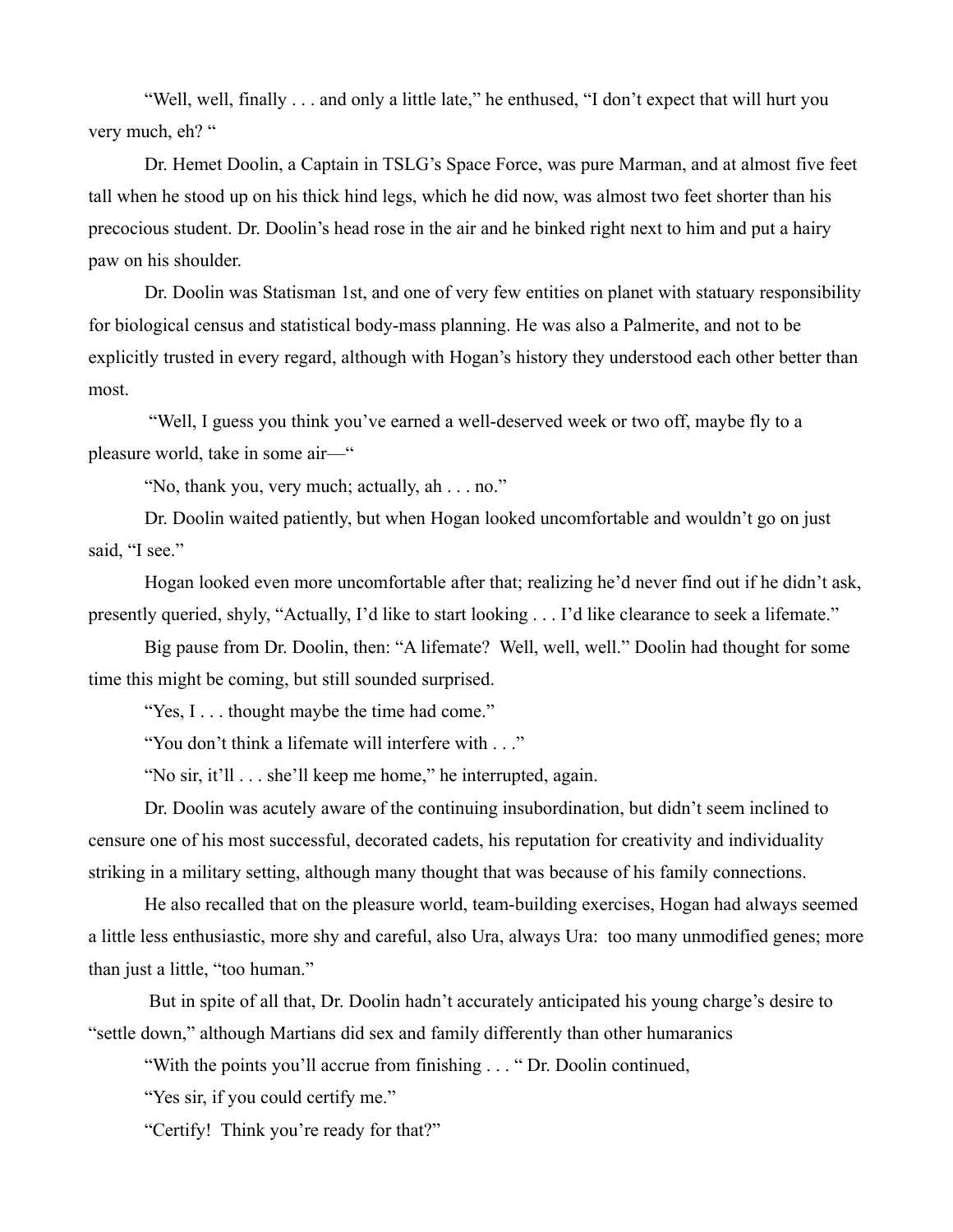"Well, well, finally . . . and only a little late," he enthused, "I don't expect that will hurt you very much, eh? "

Dr. Hemet Doolin, a Captain in TSLG's Space Force, was pure Marman, and at almost five feet tall when he stood up on his thick hind legs, which he did now, was almost two feet shorter than his precocious student. Dr. Doolin's head rose in the air and he binked right next to him and put a hairy paw on his shoulder.

Dr. Doolin was Statisman 1st, and one of very few entities on planet with statuary responsibility for biological census and statistical body-mass planning. He was also a Palmerite, and not to be explicitly trusted in every regard, although with Hogan's history they understood each other better than most.

"Well, I guess you think you've earned a well-deserved week or two off, maybe fly to a pleasure world, take in some air—"

"No, thank you, very much; actually, ah . . . no."

Dr. Doolin waited patiently, but when Hogan looked uncomfortable and wouldn't go on just said, "I see."

Hogan looked even more uncomfortable after that; realizing he'd never find out if he didn't ask, presently queried, shyly, "Actually, I'd like to start looking . . . I'd like clearance to seek a lifemate."

Big pause from Dr. Doolin, then: "A lifemate? Well, well, well." Doolin had thought for some time this might be coming, but still sounded surprised.

"Yes, I . . . thought maybe the time had come."

"You don't think a lifemate will interfere with . . ."

"No sir, it'll . . . she'll keep me home," he interrupted, again.

Dr. Doolin was acutely aware of the continuing insubordination, but didn't seem inclined to censure one of his most successful, decorated cadets, his reputation for creativity and individuality striking in a military setting, although many thought that was because of his family connections.

He also recalled that on the pleasure world, team-building exercises, Hogan had always seemed a little less enthusiastic, more shy and careful, also Ura, always Ura: too many unmodified genes; more than just a little, "too human."

But in spite of all that, Dr. Doolin hadn't accurately anticipated his young charge's desire to "settle down," although Martians did sex and family differently than other humaranics

"With the points you'll accrue from finishing . . . " Dr. Doolin continued,

"Yes sir, if you could certify me."

"Certify! Think you're ready for that?"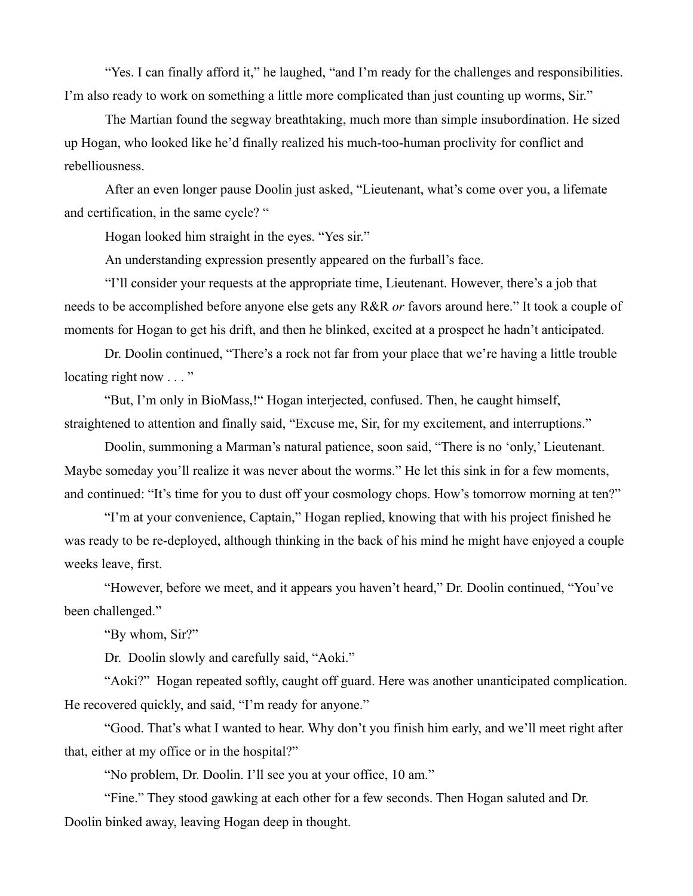"Yes. I can finally afford it," he laughed, "and I'm ready for the challenges and responsibilities. I'm also ready to work on something a little more complicated than just counting up worms, Sir."

The Martian found the segway breathtaking, much more than simple insubordination. He sized up Hogan, who looked like he'd finally realized his much-too-human proclivity for conflict and rebelliousness.

After an even longer pause Doolin just asked, "Lieutenant, what's come over you, a lifemate and certification, in the same cycle? "

Hogan looked him straight in the eyes. "Yes sir."

An understanding expression presently appeared on the furball's face.

"I'll consider your requests at the appropriate time, Lieutenant. However, there's a job that needs to be accomplished before anyone else gets any R&R *or* favors around here." It took a couple of moments for Hogan to get his drift, and then he blinked, excited at a prospect he hadn't anticipated.

Dr. Doolin continued, "There's a rock not far from your place that we're having a little trouble locating right now . . . "

"But, I'm only in BioMass,!" Hogan interjected, confused. Then, he caught himself, straightened to attention and finally said, "Excuse me, Sir, for my excitement, and interruptions."

Doolin, summoning a Marman's natural patience, soon said, "There is no 'only,' Lieutenant. Maybe someday you'll realize it was never about the worms." He let this sink in for a few moments, and continued: "It's time for you to dust off your cosmology chops. How's tomorrow morning at ten?"

"I'm at your convenience, Captain," Hogan replied, knowing that with his project finished he was ready to be re-deployed, although thinking in the back of his mind he might have enjoyed a couple weeks leave, first.

"However, before we meet, and it appears you haven't heard," Dr. Doolin continued, "You've been challenged."

"By whom, Sir?"

Dr. Doolin slowly and carefully said, "Aoki."

"Aoki?" Hogan repeated softly, caught off guard. Here was another unanticipated complication. He recovered quickly, and said, "I'm ready for anyone."

"Good. That's what I wanted to hear. Why don't you finish him early, and we'll meet right after that, either at my office or in the hospital?"

"No problem, Dr. Doolin. I'll see you at your office, 10 am."

"Fine." They stood gawking at each other for a few seconds. Then Hogan saluted and Dr. Doolin binked away, leaving Hogan deep in thought.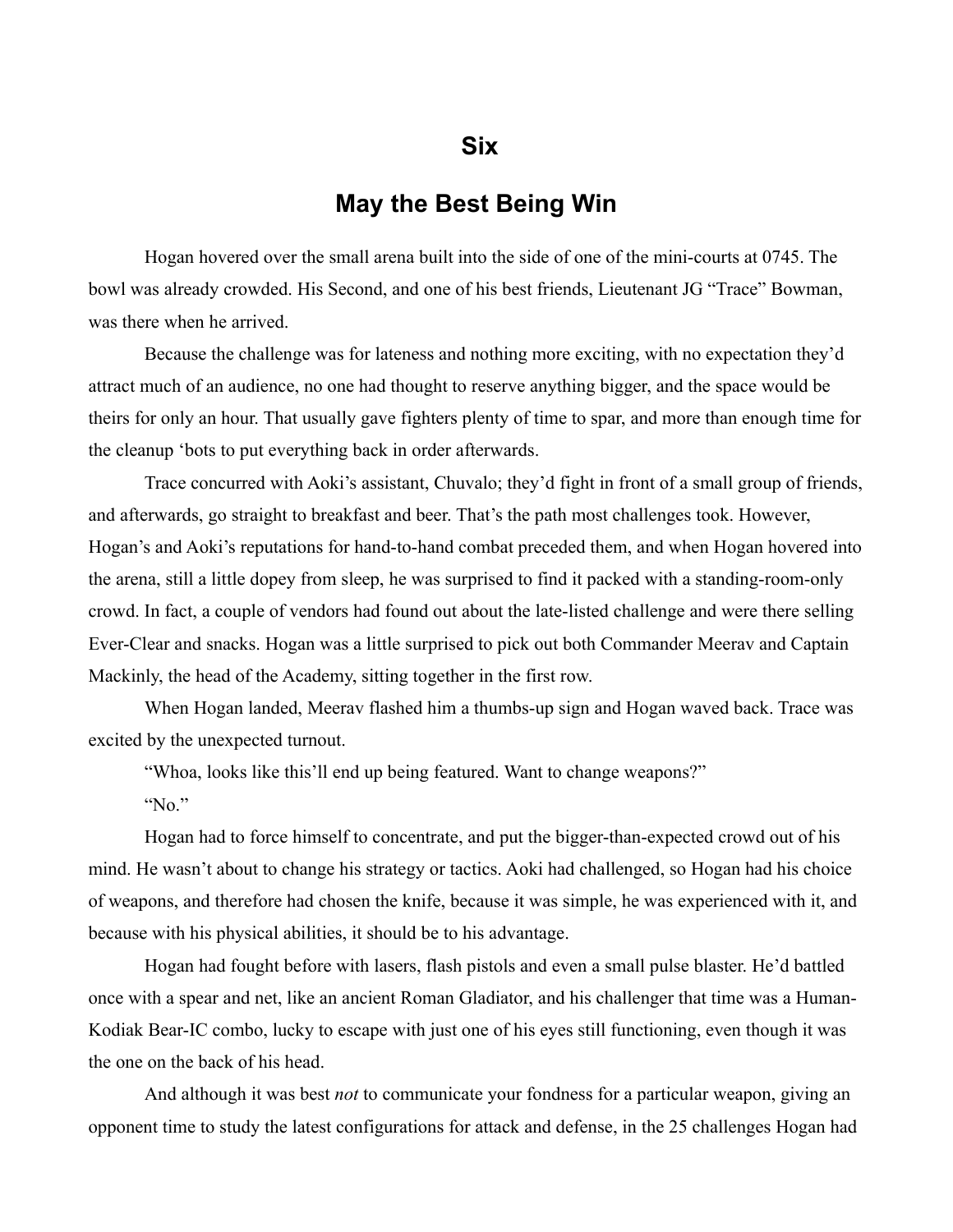## Six

## May the Best Being Win

Hogan hovered over the small arena built into the side of one of the mini-courts at 0745. The bowl was already crowded. His Second, and one of his best friends, Lieutenant JG "Trace" Bowman, was there when he arrived.

Because the challenge was for lateness and nothing more exciting, with no expectation they'd attract much of an audience, no one had thought to reserve anything bigger, and the space would be theirs for only an hour. That usually gave fighters plenty of time to spar, and more than enough time for the cleanup 'bots to put everything back in order afterwards.

Trace concurred with Aoki's assistant, Chuvalo; they'd fight in front of a small group of friends, and afterwards, go straight to breakfast and beer. That's the path most challenges took. However, Hogan's and Aoki's reputations for hand-to-hand combat preceded them, and when Hogan hovered into the arena, still a little dopey from sleep, he was surprised to find it packed with a standing-room-only crowd. In fact, a couple of vendors had found out about the late-listed challenge and were there selling Ever-Clear and snacks. Hogan was a little surprised to pick out both Commander Meerav and Captain Mackinly, the head of the Academy, sitting together in the first row.

When Hogan landed, Meerav flashed him a thumbs-up sign and Hogan waved back. Trace was excited by the unexpected turnout.

"Whoa, looks like this'll end up being featured. Want to change weapons?"

"No."

Hogan had to force himself to concentrate, and put the bigger-than-expected crowd out of his mind. He wasn't about to change his strategy or tactics. Aoki had challenged, so Hogan had his choice of weapons, and therefore had chosen the knife, because it was simple, he was experienced with it, and because with his physical abilities, it should be to his advantage.

Hogan had fought before with lasers, flash pistols and even a small pulse blaster. He'd battled once with a spear and net, like an ancient Roman Gladiator, and his challenger that time was a Human-Kodiak Bear-IC combo, lucky to escape with just one of his eyes still functioning, even though it was the one on the back of his head.

And although it was best *not* to communicate your fondness for a particular weapon, giving an opponent time to study the latest configurations for attack and defense, in the 25 challenges Hogan had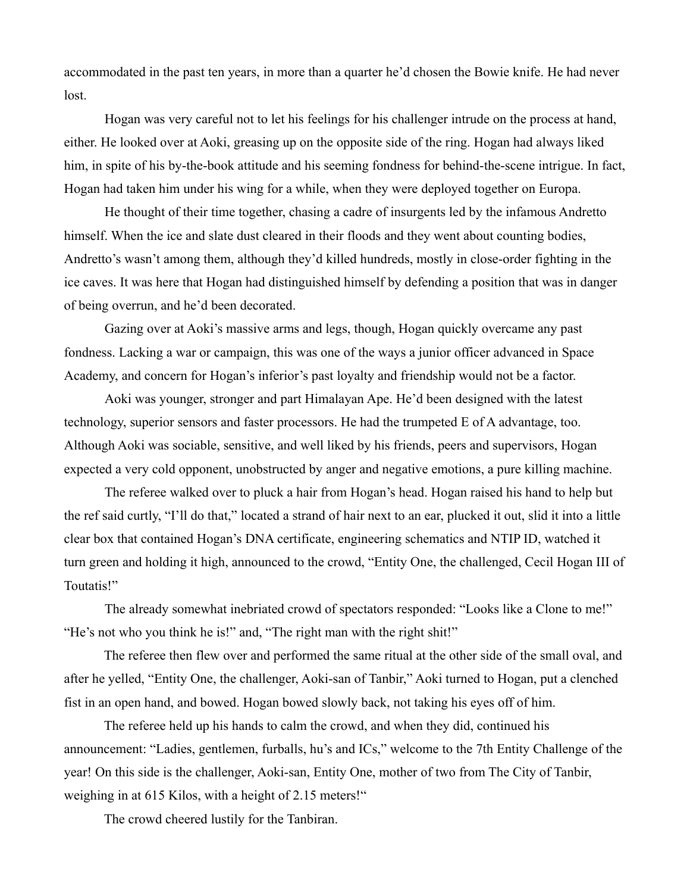accommodated in the past ten years, in more than a quarter he'd chosen the Bowie knife. He had never lost.

Hogan was very careful not to let his feelings for his challenger intrude on the process at hand, either. He looked over at Aoki, greasing up on the opposite side of the ring. Hogan had always liked him, in spite of his by-the-book attitude and his seeming fondness for behind-the-scene intrigue. In fact, Hogan had taken him under his wing for a while, when they were deployed together on Europa.

He thought of their time together, chasing a cadre of insurgents led by the infamous Andretto himself. When the ice and slate dust cleared in their floods and they went about counting bodies, Andretto's wasn't among them, although they'd killed hundreds, mostly in close-order fighting in the ice caves. It was here that Hogan had distinguished himself by defending a position that was in danger of being overrun, and he'd been decorated.

Gazing over at Aoki's massive arms and legs, though, Hogan quickly overcame any past fondness. Lacking a war or campaign, this was one of the ways a junior officer advanced in Space Academy, and concern for Hogan's inferior's past loyalty and friendship would not be a factor.

Aoki was younger, stronger and part Himalayan Ape. He'd been designed with the latest technology, superior sensors and faster processors. He had the trumpeted E of A advantage, too. Although Aoki was sociable, sensitive, and well liked by his friends, peers and supervisors, Hogan expected a very cold opponent, unobstructed by anger and negative emotions, a pure killing machine.

The referee walked over to pluck a hair from Hogan's head. Hogan raised his hand to help but the ref said curtly, "I'll do that," located a strand of hair next to an ear, plucked it out, slid it into a little clear box that contained Hogan's DNA certificate, engineering schematics and NTIP ID, watched it turn green and holding it high, announced to the crowd, "Entity One, the challenged, Cecil Hogan III of Toutatis!"

The already somewhat inebriated crowd of spectators responded: "Looks like a Clone to me!" "He's not who you think he is!" and, "The right man with the right shit!"

The referee then flew over and performed the same ritual at the other side of the small oval, and after he yelled, "Entity One, the challenger, Aoki-san of Tanbir," Aoki turned to Hogan, put a clenched fist in an open hand, and bowed. Hogan bowed slowly back, not taking his eyes off of him.

The referee held up his hands to calm the crowd, and when they did, continued his announcement: "Ladies, gentlemen, furballs, hu's and ICs," welcome to the 7th Entity Challenge of the year! On this side is the challenger, Aoki-san, Entity One, mother of two from The City of Tanbir, weighing in at 615 Kilos, with a height of 2.15 meters!"

The crowd cheered lustily for the Tanbiran.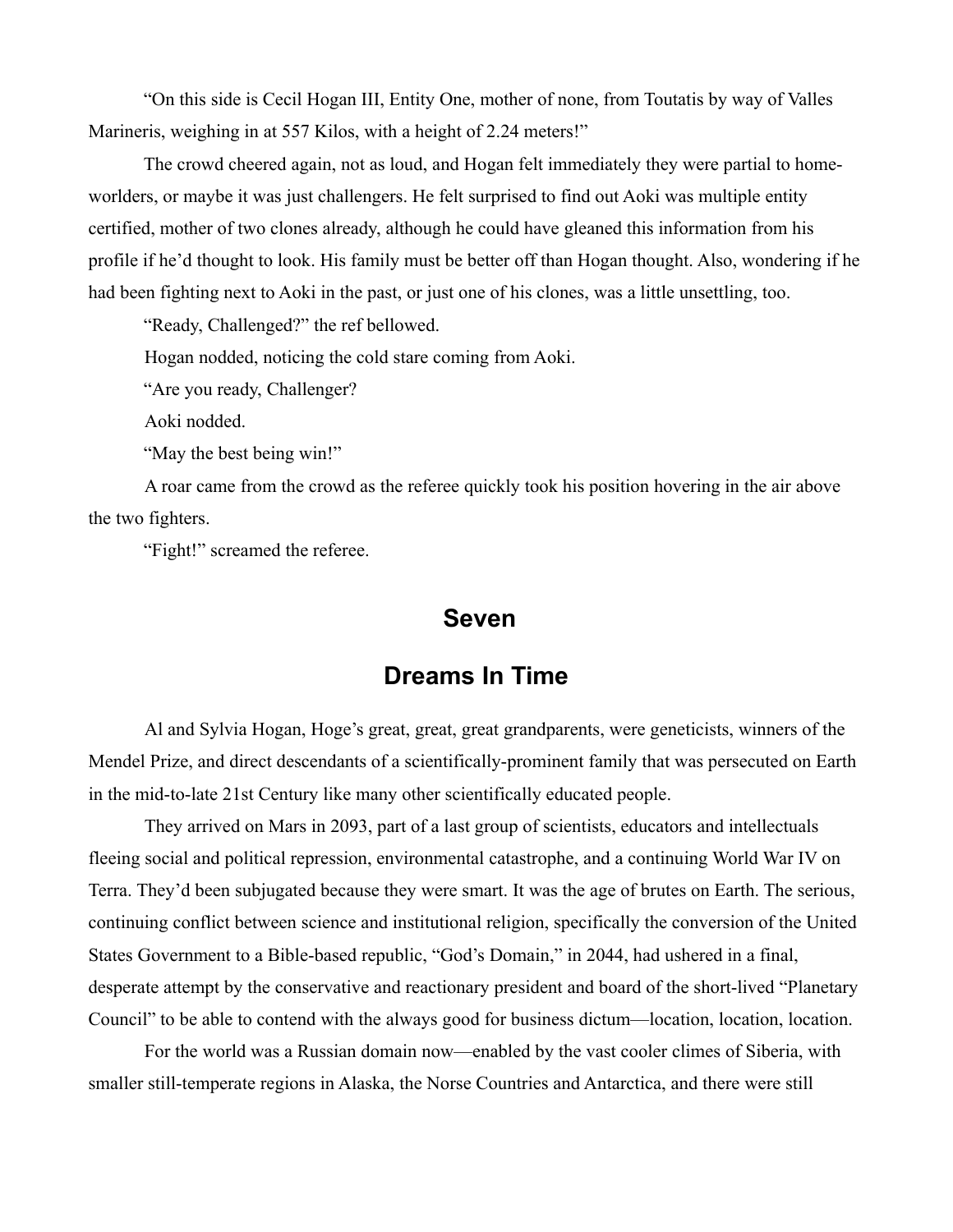"On this side is Cecil Hogan III, Entity One, mother of none, from Toutatis by way of Valles Marineris, weighing in at 557 Kilos, with a height of 2.24 meters!"

The crowd cheered again, not as loud, and Hogan felt immediately they were partial to home-worlders, or maybe it was just challengers. He felt surprised to find out Aoki was multiple entity certified, mother of two clones already, although he could have gleaned this information from his profile if he'd thought to look. His family must be better off than Hogan thought. Also, wondering if he had been fighting next to Aoki in the past, or just one of his clones, was a little unsettling, too.

"Ready, Challenged?" the ref bellowed.

Hogan nodded, noticing the cold stare coming from Aoki.

"Are you ready, Challenger?

Aoki nodded.

"May the best being win!"

A roar came from the crowd as the referee quickly took his position hovering in the air above the two fighters.

"Fight!" screamed the referee.

## Seven

## Dreams In Time

Al and Sylvia Hogan, Hoge's great, great, great grandparents, were geneticists, winners of the Mendel Prize, and direct descendants of a scientifically-prominent family that was persecuted on Earth in the mid-to-late 21st Century like many other scientifically educated people.

They arrived on Mars in 2093, part of a last group of scientists, educators and intellectuals fleeing social and political repression, environmental catastrophe, and a continuing World War IV on Terra. They'd been subjugated because they were smart. It was the age of brutes on Earth. The serious, continuing conflict between science and institutional religion, specifically the conversion of the United States Government to a Bible-based republic, "God's Domain," in 2044, had ushered in a final, desperate attempt by the conservative and reactionary president and board of the short-lived "Planetary Council" to be able to contend with the always good for business dictum—location, location, location.

For the world was a Russian domain now—enabled by the vast cooler climes of Siberia, with smaller still-temperate regions in Alaska, the Norse Countries and Antarctica, and there were still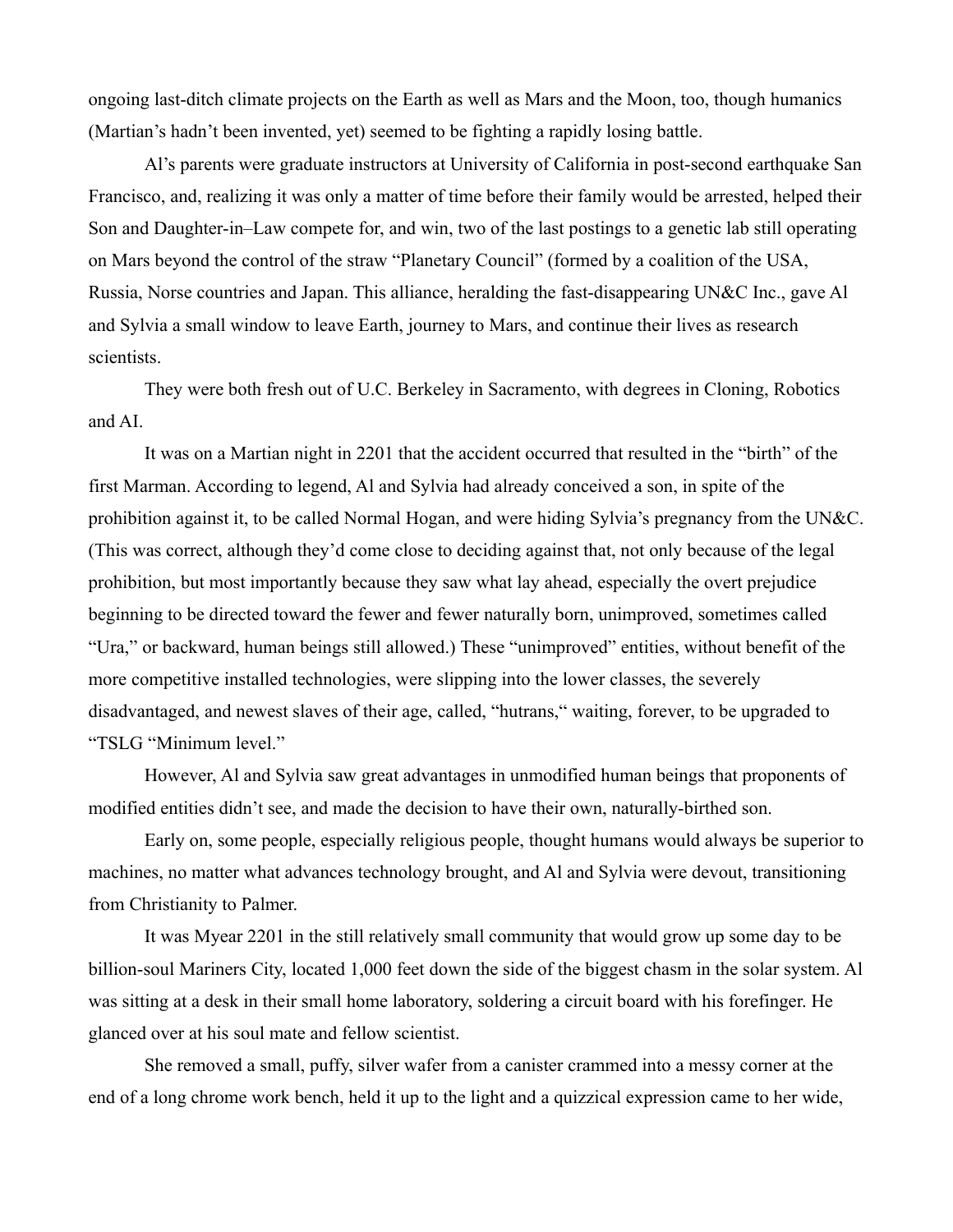ongoing last-ditch climate projects on the Earth as well as Mars and the Moon, too, though humanics (Martian's hadn't been invented, yet) seemed to be fighting a rapidly losing battle.

Al's parents were graduate instructors at University of California in post-second earthquake San Francisco, and, realizing it was only a matter of time before their family would be arrested, helped their Son and Daughter-in–Law compete for, and win, two of the last postings to a genetic lab still operating on Mars beyond the control of the straw "Planetary Council" (formed by a coalition of the USA, Russia, Norse countries and Japan. This alliance, heralding the fast-disappearing UN&C Inc., gave Al and Sylvia a small window to leave Earth, journey to Mars, and continue their lives as research scientists.

They were both fresh out of U.C. Berkeley in Sacramento, with degrees in Cloning, Robotics and AI.

It was on a Martian night in 2201 that the accident occurred that resulted in the "birth" of the first Marman. According to legend, Al and Sylvia had already conceived a son, in spite of the prohibition against it, to be called Normal Hogan, and were hiding Sylvia's pregnancy from the UN&C. (This was correct, although they'd come close to deciding against that, not only because of the legal prohibition, but most importantly because they saw what lay ahead, especially the overt prejudice beginning to be directed toward the fewer and fewer naturally born, unimproved, sometimes called "Ura," or backward, human beings still allowed.) These "unimproved" entities, without benefit of the more competitive installed technologies, were slipping into the lower classes, the severely disadvantaged, and newest slaves of their age, called, "hutrans," waiting, forever, to be upgraded to "TSLG "Minimum level."

However, Al and Sylvia saw great advantages in unmodified human beings that proponents of modified entities didn't see, and made the decision to have their own, naturally-birthed son.

Early on, some people, especially religious people, thought humans would always be superior to machines, no matter what advances technology brought, and Al and Sylvia were devout, transitioning from Christianity to Palmer.

It was Myear 2201 in the still relatively small community that would grow up some day to be billion-soul Mariners City, located 1,000 feet down the side of the biggest chasm in the solar system. Al was sitting at a desk in their small home laboratory, soldering a circuit board with his forefinger. He glanced over at his soul mate and fellow scientist.

She removed a small, puffy, silver wafer from a canister crammed into a messy corner at the end of a long chrome work bench, held it up to the light and a quizzical expression came to her wide,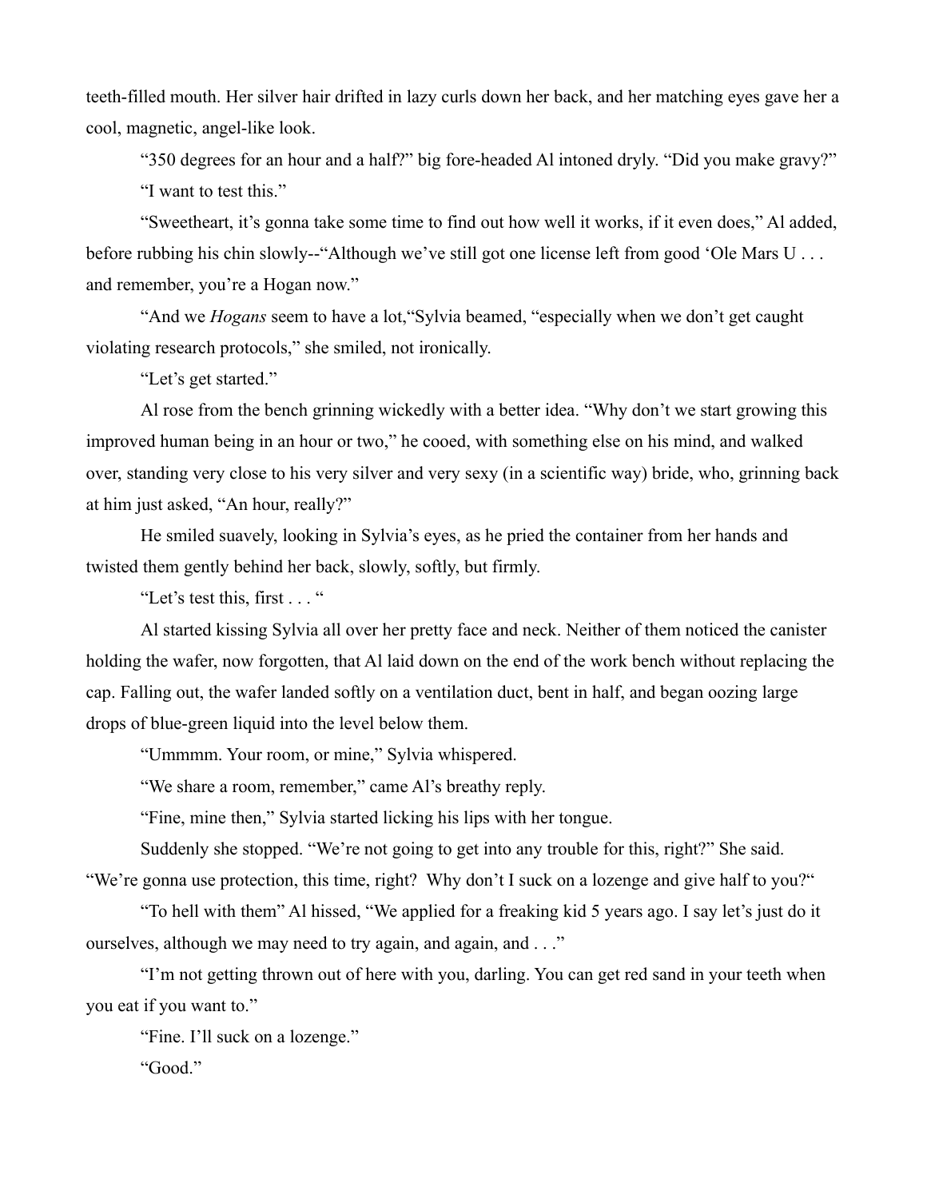teeth-filled mouth. Her silver hair drifted in lazy curls down her back, and her matching eyes gave her a cool, magnetic, angel-like look.

"350 degrees for an hour and a half?" big fore-headed Al intoned dryly. "Did you make gravy?"

"I want to test this."

"Sweetheart, it's gonna take some time to find out how well it works, if it even does," Al added, before rubbing his chin slowly--"Although we've still got one license left from good 'Ole Mars U . . . and remember, you're a Hogan now."

"And we *Hogans* seem to have a lot,"Sylvia beamed, "especially when we don't get caught violating research protocols," she smiled, not ironically.

"Let's get started."

Al rose from the bench grinning wickedly with a better idea. "Why don't we start growing this improved human being in an hour or two," he cooed, with something else on his mind, and walked over, standing very close to his very silver and very sexy (in a scientific way) bride, who, grinning back at him just asked, "An hour, really?"

He smiled suavely, looking in Sylvia's eyes, as he pried the container from her hands and twisted them gently behind her back, slowly, softly, but firmly.

"Let's test this, first . . . "

Al started kissing Sylvia all over her pretty face and neck. Neither of them noticed the canister holding the wafer, now forgotten, that Al laid down on the end of the work bench without replacing the cap. Falling out, the wafer landed softly on a ventilation duct, bent in half, and began oozing large drops of blue-green liquid into the level below them.

"Ummmm. Your room, or mine," Sylvia whispered.

"We share a room, remember," came Al's breathy reply.

"Fine, mine then," Sylvia started licking his lips with her tongue.

Suddenly she stopped. "We're not going to get into any trouble for this, right?" She said. "We're gonna use protection, this time, right?  Why don't I suck on a lozenge and give half to you?"

"To hell with them" Al hissed, "We applied for a freaking kid 5 years ago. I say let's just do it ourselves, although we may need to try again, and again, and . . ."

"I'm not getting thrown out of here with you, darling. You can get red sand in your teeth when you eat if you want to."

"Fine. I'll suck on a lozenge."

"Good."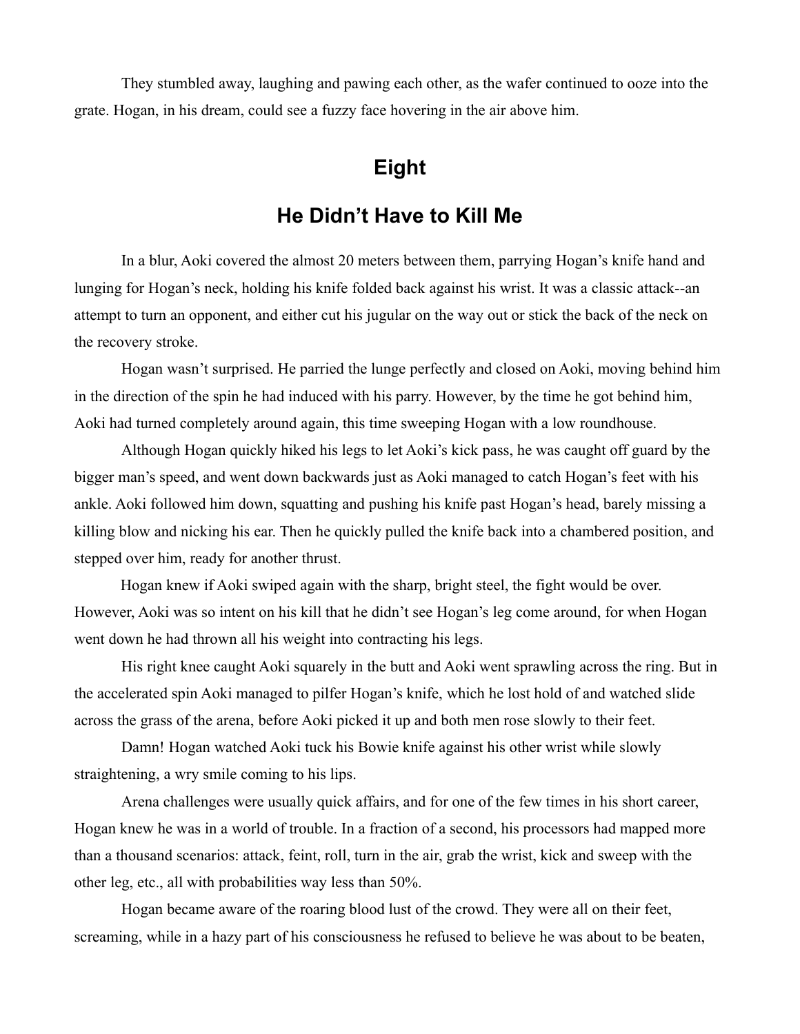They stumbled away, laughing and pawing each other, as the wafer continued to ooze into the grate. Hogan, in his dream, could see a fuzzy face hovering in the air above him.

## Eight

## He Didn't Have to Kill Me

In a blur, Aoki covered the almost 20 meters between them, parrying Hogan's knife hand and lunging for Hogan's neck, holding his knife folded back against his wrist. It was a classic attack--an attempt to turn an opponent, and either cut his jugular on the way out or stick the back of the neck on the recovery stroke.

Hogan wasn't surprised. He parried the lunge perfectly and closed on Aoki, moving behind him in the direction of the spin he had induced with his parry. However, by the time he got behind him, Aoki had turned completely around again, this time sweeping Hogan with a low roundhouse.

Although Hogan quickly hiked his legs to let Aoki's kick pass, he was caught off guard by the bigger man's speed, and went down backwards just as Aoki managed to catch Hogan's feet with his ankle. Aoki followed him down, squatting and pushing his knife past Hogan's head, barely missing a killing blow and nicking his ear. Then he quickly pulled the knife back into a chambered position, and stepped over him, ready for another thrust.

Hogan knew if Aoki swiped again with the sharp, bright steel, the fight would be over. However, Aoki was so intent on his kill that he didn't see Hogan's leg come around, for when Hogan went down he had thrown all his weight into contracting his legs.

His right knee caught Aoki squarely in the butt and Aoki went sprawling across the ring. But in the accelerated spin Aoki managed to pilfer Hogan's knife, which he lost hold of and watched slide across the grass of the arena, before Aoki picked it up and both men rose slowly to their feet.

Damn! Hogan watched Aoki tuck his Bowie knife against his other wrist while slowly straightening, a wry smile coming to his lips.

Arena challenges were usually quick affairs, and for one of the few times in his short career, Hogan knew he was in a world of trouble. In a fraction of a second, his processors had mapped more than a thousand scenarios: attack, feint, roll, turn in the air, grab the wrist, kick and sweep with the other leg, etc., all with probabilities way less than 50%.

Hogan became aware of the roaring blood lust of the crowd. They were all on their feet, screaming, while in a hazy part of his consciousness he refused to believe he was about to be beaten,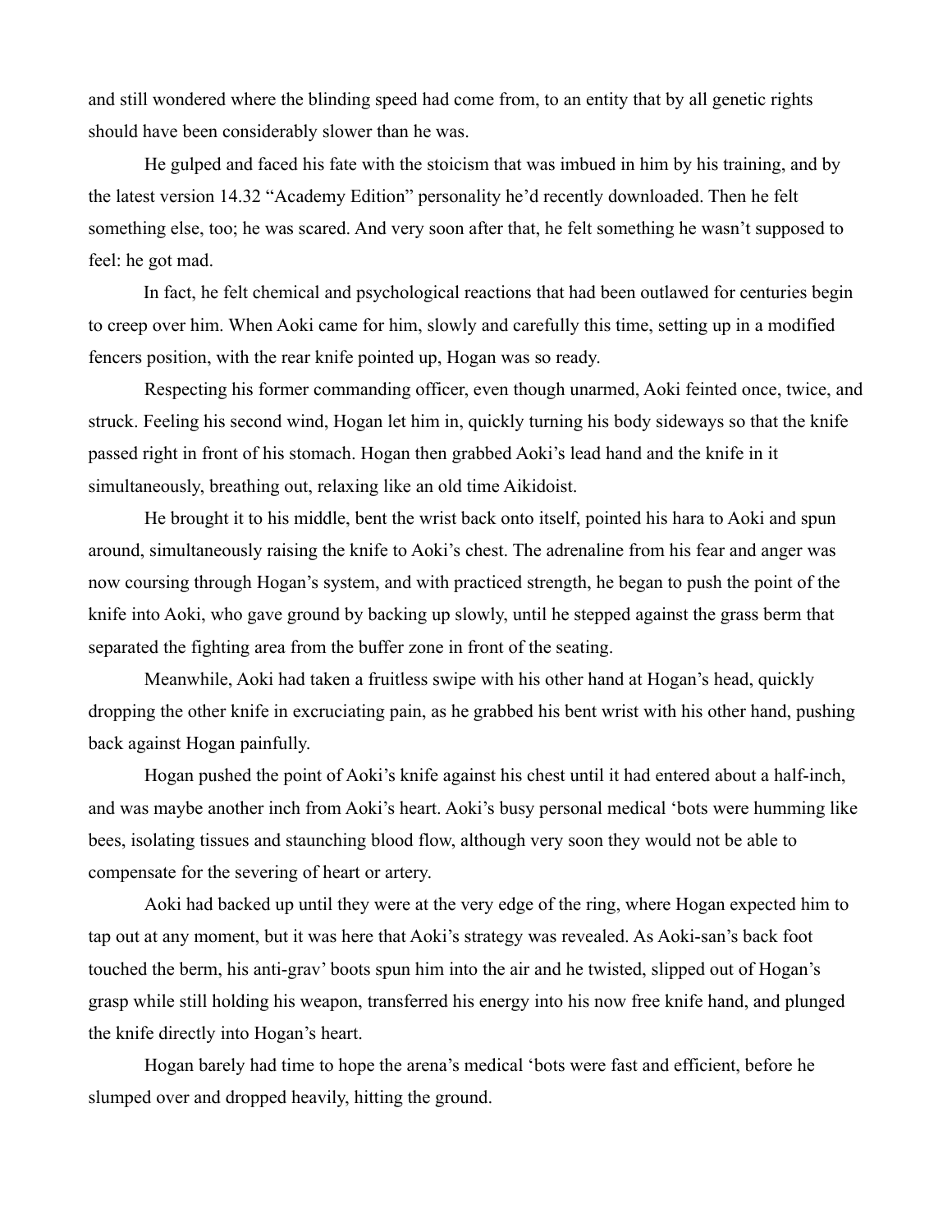and still wondered where the blinding speed had come from, to an entity that by all genetic rights should have been considerably slower than he was.

He gulped and faced his fate with the stoicism that was imbued in him by his training, and by the latest version 14.32 "Academy Edition" personality he'd recently downloaded. Then he felt something else, too; he was scared. And very soon after that, he felt something he wasn't supposed to feel: he got mad.

In fact, he felt chemical and psychological reactions that had been outlawed for centuries begin to creep over him. When Aoki came for him, slowly and carefully this time, setting up in a modified fencers position, with the rear knife pointed up, Hogan was so ready.

Respecting his former commanding officer, even though unarmed, Aoki feinted once, twice, and struck. Feeling his second wind, Hogan let him in, quickly turning his body sideways so that the knife passed right in front of his stomach. Hogan then grabbed Aoki's lead hand and the knife in it simultaneously, breathing out, relaxing like an old time Aikidoist.

He brought it to his middle, bent the wrist back onto itself, pointed his hara to Aoki and spun around, simultaneously raising the knife to Aoki's chest. The adrenaline from his fear and anger was now coursing through Hogan's system, and with practiced strength, he began to push the point of the knife into Aoki, who gave ground by backing up slowly, until he stepped against the grass berm that separated the fighting area from the buffer zone in front of the seating.

Meanwhile, Aoki had taken a fruitless swipe with his other hand at Hogan's head, quickly dropping the other knife in excruciating pain, as he grabbed his bent wrist with his other hand, pushing back against Hogan painfully.

Hogan pushed the point of Aoki's knife against his chest until it had entered about a half-inch, and was maybe another inch from Aoki's heart. Aoki's busy personal medical 'bots were humming like bees, isolating tissues and staunching blood flow, although very soon they would not be able to compensate for the severing of heart or artery.

Aoki had backed up until they were at the very edge of the ring, where Hogan expected him to tap out at any moment, but it was here that Aoki's strategy was revealed. As Aoki-san's back foot touched the berm, his anti-grav' boots spun him into the air and he twisted, slipped out of Hogan's grasp while still holding his weapon, transferred his energy into his now free knife hand, and plunged the knife directly into Hogan's heart.

Hogan barely had time to hope the arena's medical 'bots were fast and efficient, before he slumped over and dropped heavily, hitting the ground.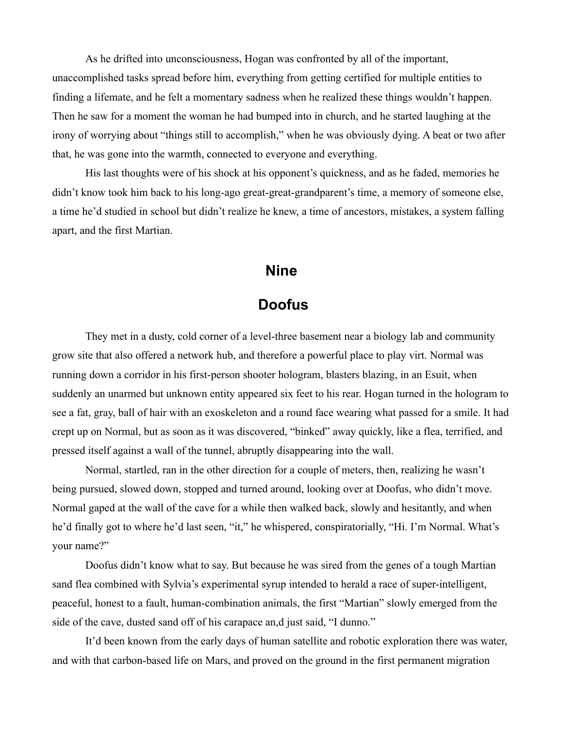As he drifted into unconsciousness, Hogan was confronted by all of the important, unaccomplished tasks spread before him, everything from getting certified for multiple entities to finding a lifemate, and he felt a momentary sadness when he realized these things wouldn't happen. Then he saw for a moment the woman he had bumped into in church, and he started laughing at the irony of worrying about "things still to accomplish," when he was obviously dying. A beat or two after that, he was gone into the warmth, connected to everyone and everything.

His last thoughts were of his shock at his opponent's quickness, and as he faded, memories he didn't know took him back to his long-ago great-great-grandparent's time, a memory of someone else, a time he'd studied in school but didn't realize he knew, a time of ancestors, mistakes, a system falling apart, and the first Martian.

## Nine

## Doofus

They met in a dusty, cold corner of a level-three basement near a biology lab and community grow site that also offered a network hub, and therefore a powerful place to play virt. Normal was running down a corridor in his first-person shooter hologram, blasters blazing, in an Esuit, when suddenly an unarmed but unknown entity appeared six feet to his rear. Hogan turned in the hologram to see a fat, gray, ball of hair with an exoskeleton and a round face wearing what passed for a smile. It had crept up on Normal, but as soon as it was discovered, "binked" away quickly, like a flea, terrified, and pressed itself against a wall of the tunnel, abruptly disappearing into the wall.

Normal, startled, ran in the other direction for a couple of meters, then, realizing he wasn't being pursued, slowed down, stopped and turned around, looking over at Doofus, who didn't move. Normal gaped at the wall of the cave for a while then walked back, slowly and hesitantly, and when he'd finally got to where he'd last seen, "it," he whispered, conspiratorially, "Hi. I'm Normal. What's your name?"

Doofus didn't know what to say. But because he was sired from the genes of a tough Martian sand flea combined with Sylvia's experimental syrup intended to herald a race of super-intelligent, peaceful, honest to a fault, human-combination animals, the first "Martian" slowly emerged from the side of the cave, dusted sand off of his carapace an,d just said, "I dunno."

It'd been known from the early days of human satellite and robotic exploration there was water, and with that carbon-based life on Mars, and proved on the ground in the first permanent migration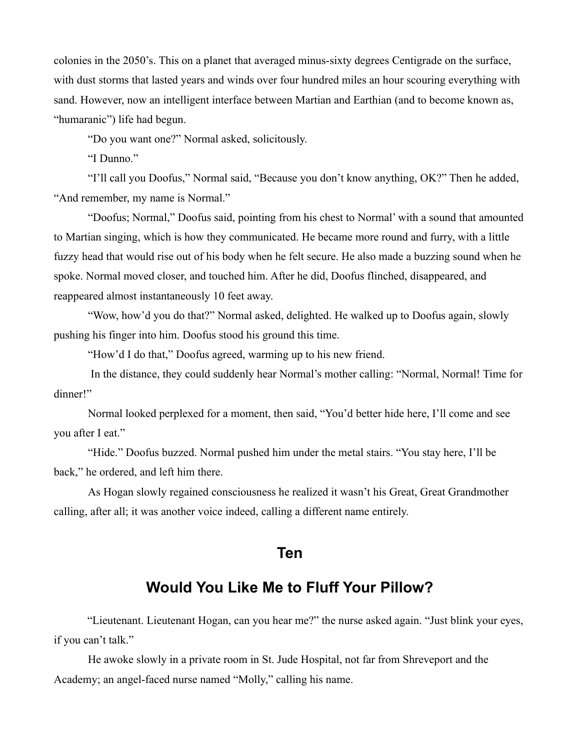colonies in the 2050's. This on a planet that averaged minus-sixty degrees Centigrade on the surface, with dust storms that lasted years and winds over four hundred miles an hour scouring everything with sand. However, now an intelligent interface between Martian and Earthian (and to become known as, "humaranic") life had begun.

"Do you want one?" Normal asked, solicitously.

"I Dunno."

"I'll call you Doofus," Normal said, "Because you don't know anything, OK?" Then he added, "And remember, my name is Normal."

"Doofus; Normal," Doofus said, pointing from his chest to Normal' with a sound that amounted to Martian singing, which is how they communicated. He became more round and furry, with a little fuzzy head that would rise out of his body when he felt secure. He also made a buzzing sound when he spoke. Normal moved closer, and touched him. After he did, Doofus flinched, disappeared, and reappeared almost instantaneously 10 feet away.

"Wow, how'd you do that?" Normal asked, delighted. He walked up to Doofus again, slowly pushing his finger into him. Doofus stood his ground this time.

"How'd I do that," Doofus agreed, warming up to his new friend.

In the distance, they could suddenly hear Normal's mother calling: "Normal, Normal! Time for dinner!"

Normal looked perplexed for a moment, then said, "You'd better hide here, I'll come and see you after I eat."

"Hide." Doofus buzzed. Normal pushed him under the metal stairs. "You stay here, I'll be back," he ordered, and left him there.

As Hogan slowly regained consciousness he realized it wasn't his Great, Great Grandmother calling, after all; it was another voice indeed, calling a different name entirely.

## Ten

## Would You Like Me to Fluff Your Pillow?

"Lieutenant. Lieutenant Hogan, can you hear me?" the nurse asked again. "Just blink your eyes, if you can't talk."

He awoke slowly in a private room in St. Jude Hospital, not far from Shreveport and the Academy; an angel-faced nurse named "Molly," calling his name.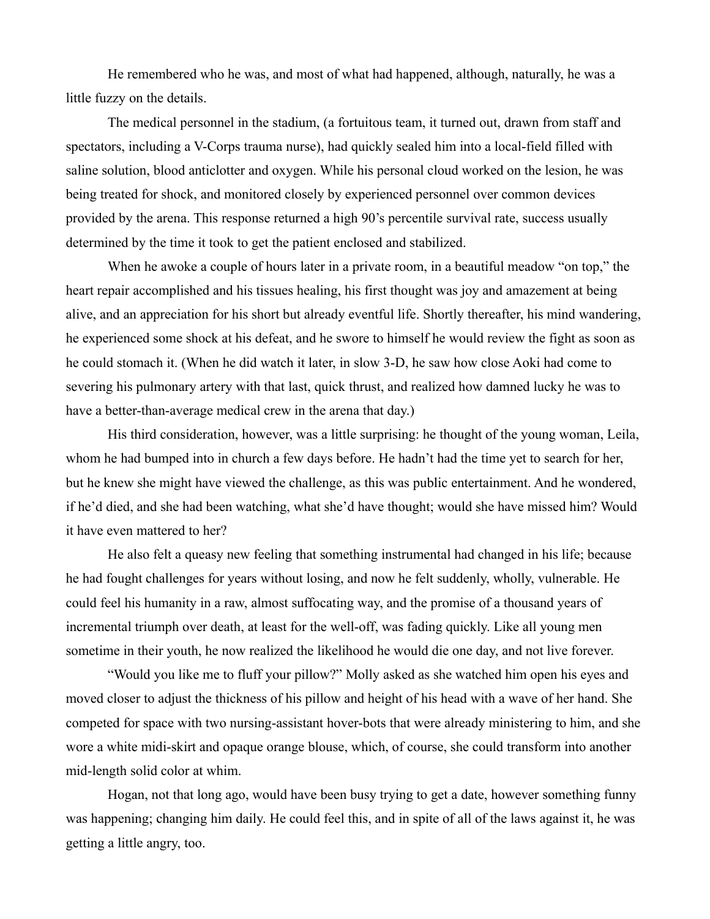He remembered who he was, and most of what had happened, although, naturally, he was a little fuzzy on the details.

The medical personnel in the stadium, (a fortuitous team, it turned out, drawn from staff and spectators, including a V-Corps trauma nurse), had quickly sealed him into a local-field filled with saline solution, blood anticlotter and oxygen. While his personal cloud worked on the lesion, he was being treated for shock, and monitored closely by experienced personnel over common devices provided by the arena. This response returned a high 90's percentile survival rate, success usually determined by the time it took to get the patient enclosed and stabilized.

When he awoke a couple of hours later in a private room, in a beautiful meadow "on top," the heart repair accomplished and his tissues healing, his first thought was joy and amazement at being alive, and an appreciation for his short but already eventful life. Shortly thereafter, his mind wandering, he experienced some shock at his defeat, and he swore to himself he would review the fight as soon as he could stomach it. (When he did watch it later, in slow 3-D, he saw how close Aoki had come to severing his pulmonary artery with that last, quick thrust, and realized how damned lucky he was to have a better-than-average medical crew in the arena that day.)

His third consideration, however, was a little surprising: he thought of the young woman, Leila, whom he had bumped into in church a few days before. He hadn't had the time yet to search for her, but he knew she might have viewed the challenge, as this was public entertainment. And he wondered, if he'd died, and she had been watching, what she'd have thought; would she have missed him? Would it have even mattered to her?

He also felt a queasy new feeling that something instrumental had changed in his life; because he had fought challenges for years without losing, and now he felt suddenly, wholly, vulnerable. He could feel his humanity in a raw, almost suffocating way, and the promise of a thousand years of incremental triumph over death, at least for the well-off, was fading quickly. Like all young men sometime in their youth, he now realized the likelihood he would die one day, and not live forever.

"Would you like me to fluff your pillow?" Molly asked as she watched him open his eyes and moved closer to adjust the thickness of his pillow and height of his head with a wave of her hand. She competed for space with two nursing-assistant hover-bots that were already ministering to him, and she wore a white midi-skirt and opaque orange blouse, which, of course, she could transform into another mid-length solid color at whim.

Hogan, not that long ago, would have been busy trying to get a date, however something funny was happening; changing him daily. He could feel this, and in spite of all of the laws against it, he was getting a little angry, too.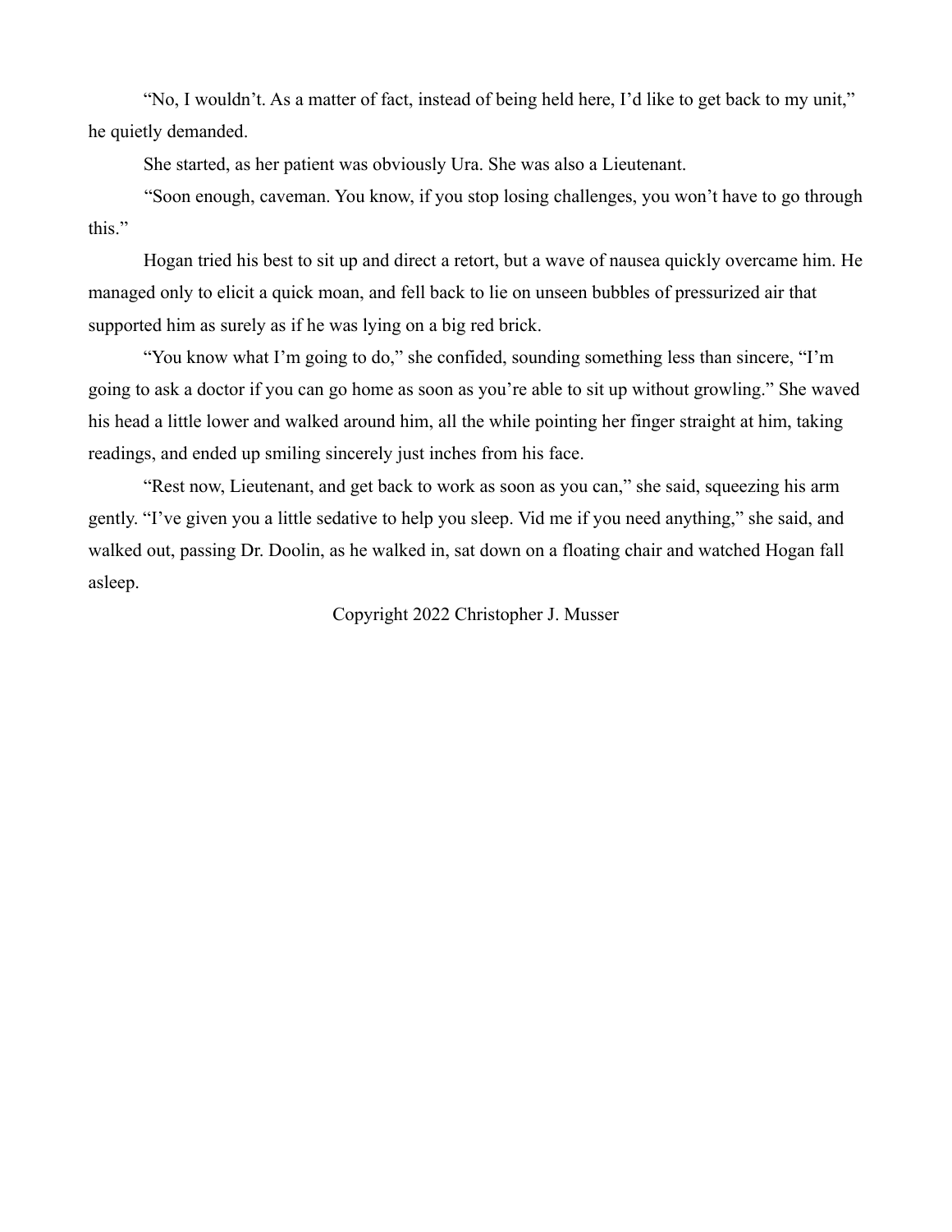"No, I wouldn't. As a matter of fact, instead of being held here, I'd like to get back to my unit," he quietly demanded.

She started, as her patient was obviously Ura. She was also a Lieutenant.

"Soon enough, caveman. You know, if you stop losing challenges, you won't have to go through this."

Hogan tried his best to sit up and direct a retort, but a wave of nausea quickly overcame him. He managed only to elicit a quick moan, and fell back to lie on unseen bubbles of pressurized air that supported him as surely as if he was lying on a big red brick.

"You know what I'm going to do," she confided, sounding something less than sincere, "I'm going to ask a doctor if you can go home as soon as you're able to sit up without growling." She waved his head a little lower and walked around him, all the while pointing her finger straight at him, taking readings, and ended up smiling sincerely just inches from his face.

"Rest now, Lieutenant, and get back to work as soon as you can," she said, squeezing his arm gently. "I've given you a little sedative to help you sleep. Vid me if you need anything," she said, and walked out, passing Dr. Doolin, as he walked in, sat down on a floating chair and watched Hogan fall asleep.

Copyright 2022 Christopher J. Musser